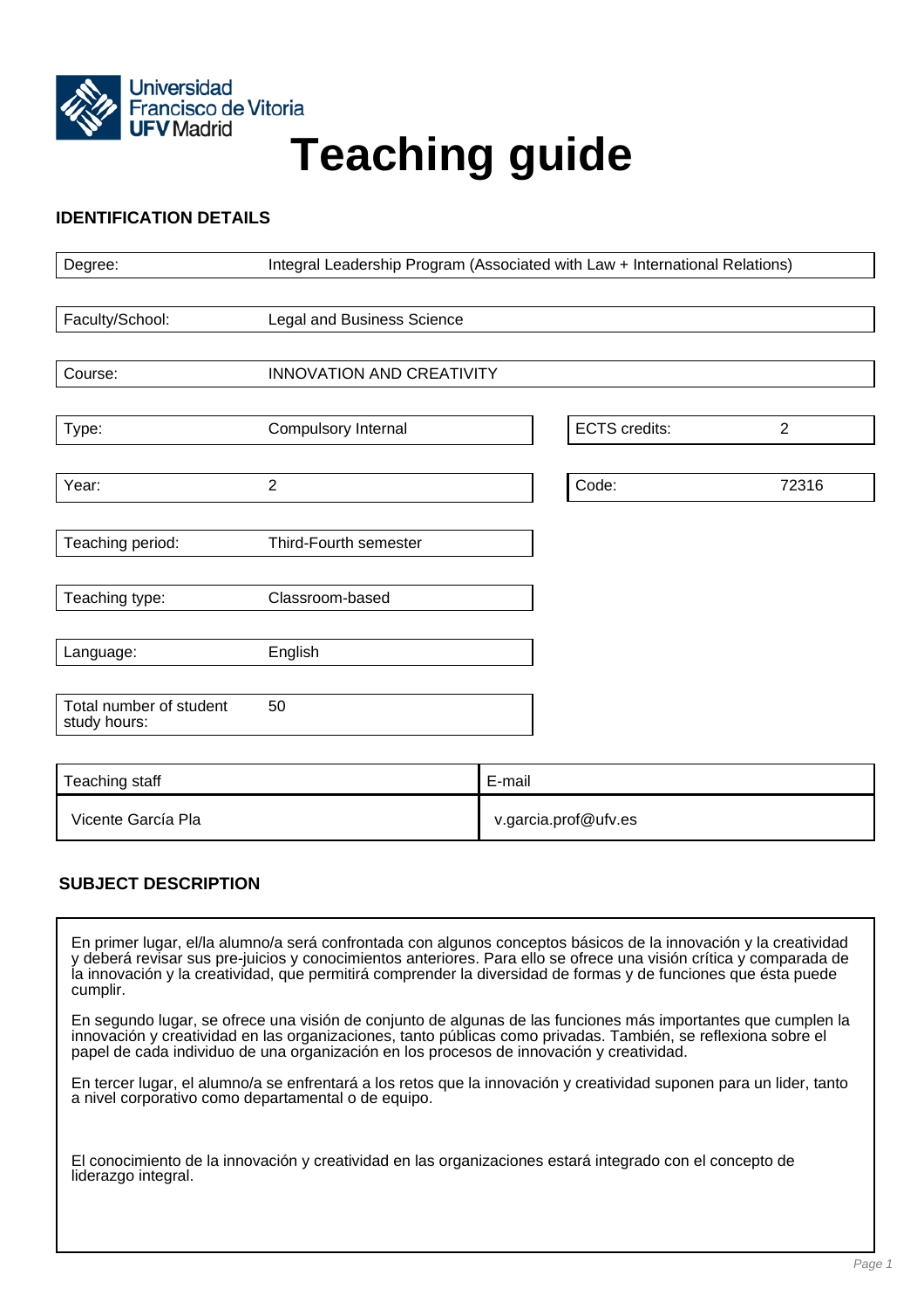# Teaching guide

## IDENTIFICATION DETAILS

| | |
|---|---|
| Degree: | Integral Leadership Program (Associated with Law + International Relations) |
| Faculty/School: | Legal and Business Science |
| Course: | INNOVATION AND CREATIVITY |
| Type: | Compulsory Internal |
| ECTS credits: | 2 |
| Year: | 2 |
| Code: | 72316 |
| Teaching period: | Third-Fourth semester |
| Teaching type: | Classroom-based |
| Language: | English |
| Total number of student study hours: | 50 |

| Teaching staff | E-mail |
|---|---|
| Vicente García Pla | v.garcia.prof@ufv.es |

## SUBJECT DESCRIPTION

En primer lugar, el/la alumno/a será confrontada con algunos conceptos básicos de la innovación y la creatividad y deberá revisar sus pre-juicios y conocimientos anteriores. Para ello se ofrece una visión crítica y comparada de la innovación y la creatividad, que permitirá comprender la diversidad de formas y de funciones que ésta puede cumplir.

En segundo lugar, se ofrece una visión de conjunto de algunas de las funciones más importantes que cumplen la innovación y creatividad en las organizaciones, tanto públicas como privadas. También, se reflexiona sobre el papel de cada individuo de una organización en los procesos de innovación y creatividad.

En tercer lugar, el alumno/a se enfrentará a los retos que la innovación y creatividad suponen para un lider, tanto a nivel corporativo como departamental o de equipo.

El conocimiento de la innovación y creatividad en las organizaciones estará integrado con el concepto de liderazgo integral.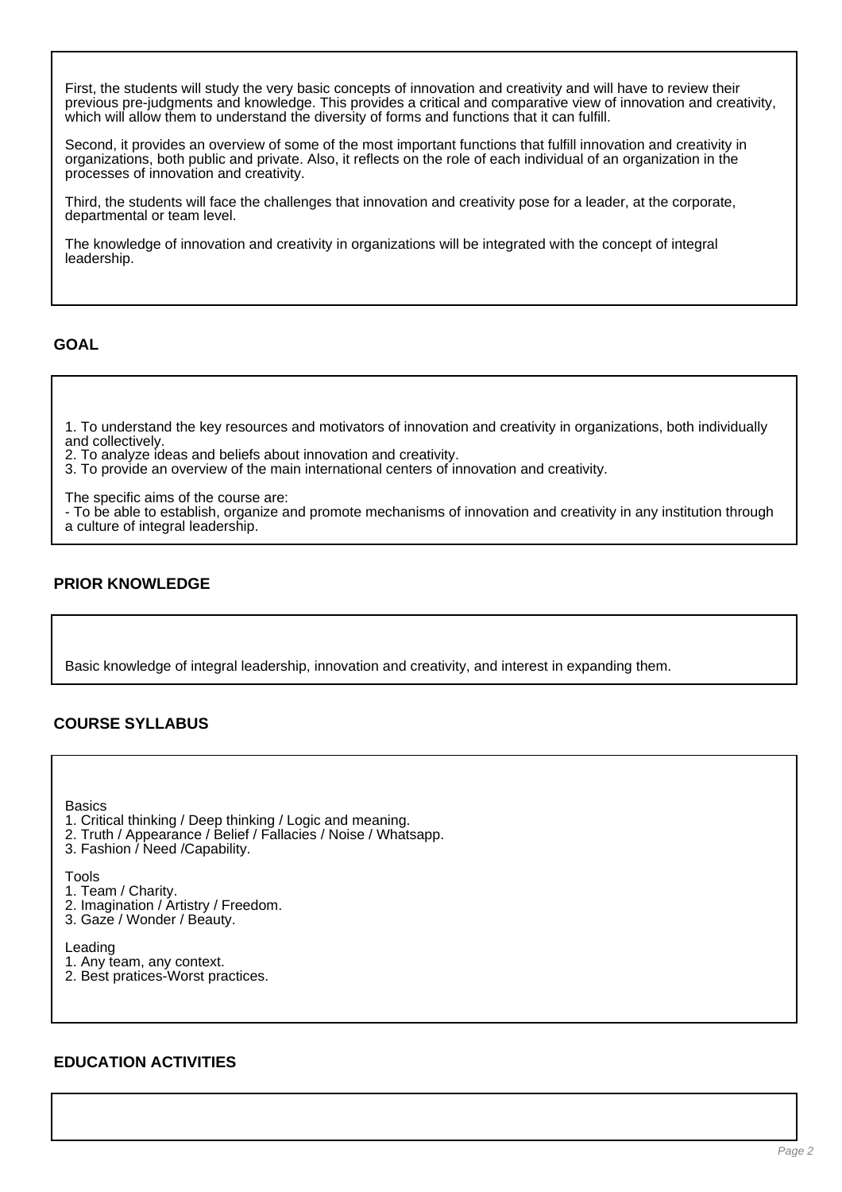First, the students will study the very basic concepts of innovation and creativity and will have to review their previous pre-judgments and knowledge. This provides a critical and comparative view of innovation and creativity, which will allow them to understand the diversity of forms and functions that it can fulfill.

Second, it provides an overview of some of the most important functions that fulfill innovation and creativity in organizations, both public and private. Also, it reflects on the role of each individual of an organization in the processes of innovation and creativity.

Third, the students will face the challenges that innovation and creativity pose for a leader, at the corporate, departmental or team level.

The knowledge of innovation and creativity in organizations will be integrated with the concept of integral leadership.

## GOAL

1. To understand the key resources and motivators of innovation and creativity in organizations, both individually and collectively.
2. To analyze ideas and beliefs about innovation and creativity.
3. To provide an overview of the main international centers of innovation and creativity.

The specific aims of the course are:
- To be able to establish, organize and promote mechanisms of innovation and creativity in any institution through a culture of integral leadership.

## PRIOR KNOWLEDGE

Basic knowledge of integral leadership, innovation and creativity, and interest in expanding them.

## COURSE SYLLABUS

Basics
1. Critical thinking / Deep thinking / Logic and meaning.
2. Truth / Appearance / Belief / Fallacies / Noise / Whatsapp.
3. Fashion / Need /Capability.

Tools
1. Team / Charity.
2. Imagination / Artistry / Freedom.
3. Gaze / Wonder / Beauty.

Leading
1. Any team, any context.
2. Best pratices-Worst practices.

## EDUCATION ACTIVITIES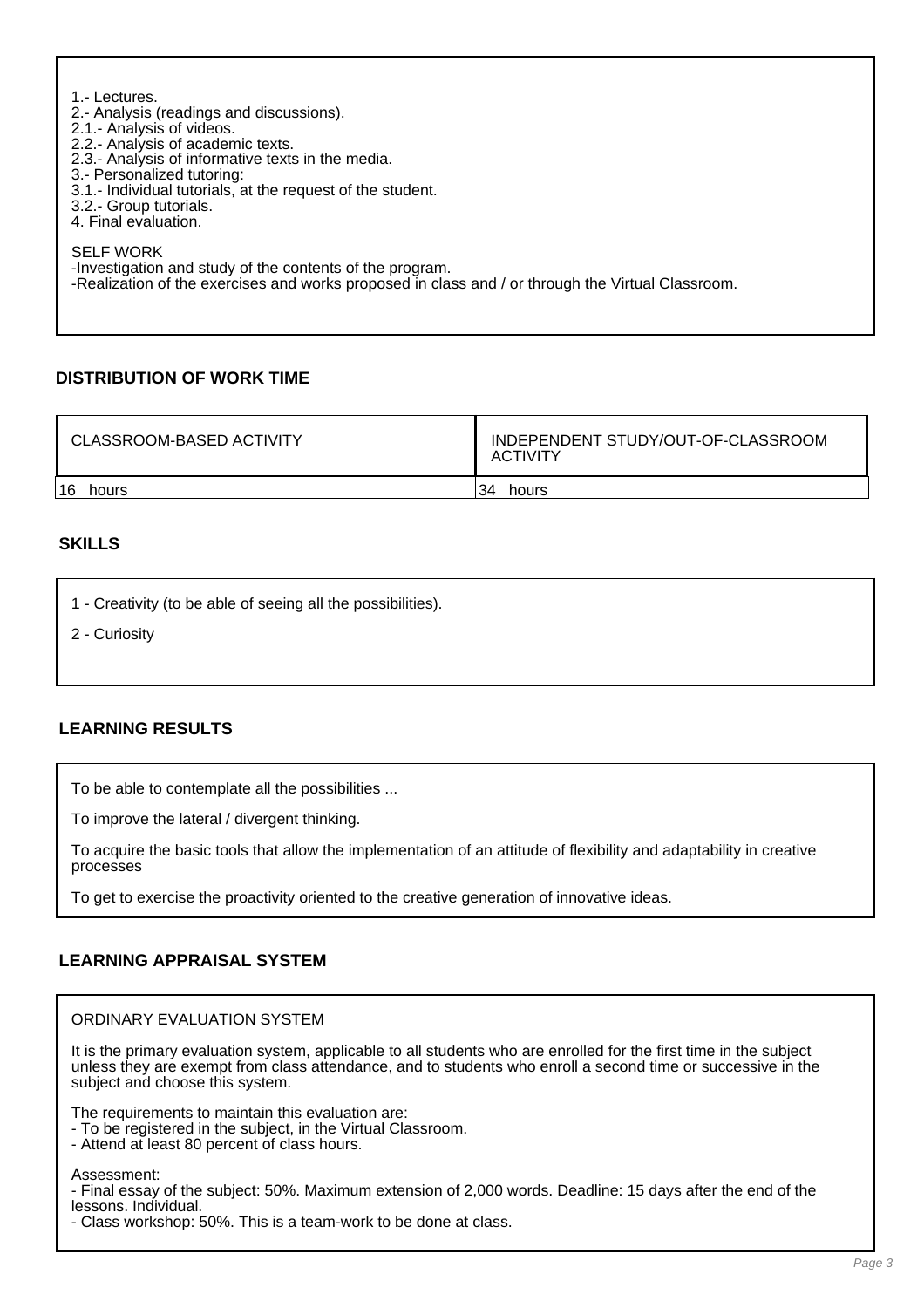1.- Lectures.
2.- Analysis (readings and discussions).
2.1.- Analysis of videos.
2.2.- Analysis of academic texts.
2.3.- Analysis of informative texts in the media.
3.- Personalized tutoring:
3.1.- Individual tutorials, at the request of the student.
3.2.- Group tutorials.
4. Final evaluation.

SELF WORK
-Investigation and study of the contents of the program.
-Realization of the exercises and works proposed in class and / or through the Virtual Classroom.

## DISTRIBUTION OF WORK TIME

| CLASSROOM-BASED ACTIVITY | INDEPENDENT STUDY/OUT-OF-CLASSROOM ACTIVITY |
|---|---|
| 16 hours | 34 hours |

## SKILLS

1 - Creativity (to be able of seeing all the possibilities).

2 - Curiosity

## LEARNING RESULTS

To be able to contemplate all the possibilities ...

To improve the lateral / divergent thinking.

To acquire the basic tools that allow the implementation of an attitude of flexibility and adaptability in creative processes

To get to exercise the proactivity oriented to the creative generation of innovative ideas.

## LEARNING APPRAISAL SYSTEM

ORDINARY EVALUATION SYSTEM

It is the primary evaluation system, applicable to all students who are enrolled for the first time in the subject unless they are exempt from class attendance, and to students who enroll a second time or successive in the subject and choose this system.

The requirements to maintain this evaluation are:
- To be registered in the subject, in the Virtual Classroom.
- Attend at least 80 percent of class hours.

Assessment:
- Final essay of the subject: 50%. Maximum extension of 2,000 words. Deadline: 15 days after the end of the lessons. Individual.
- Class workshop: 50%. This is a team-work to be done at class.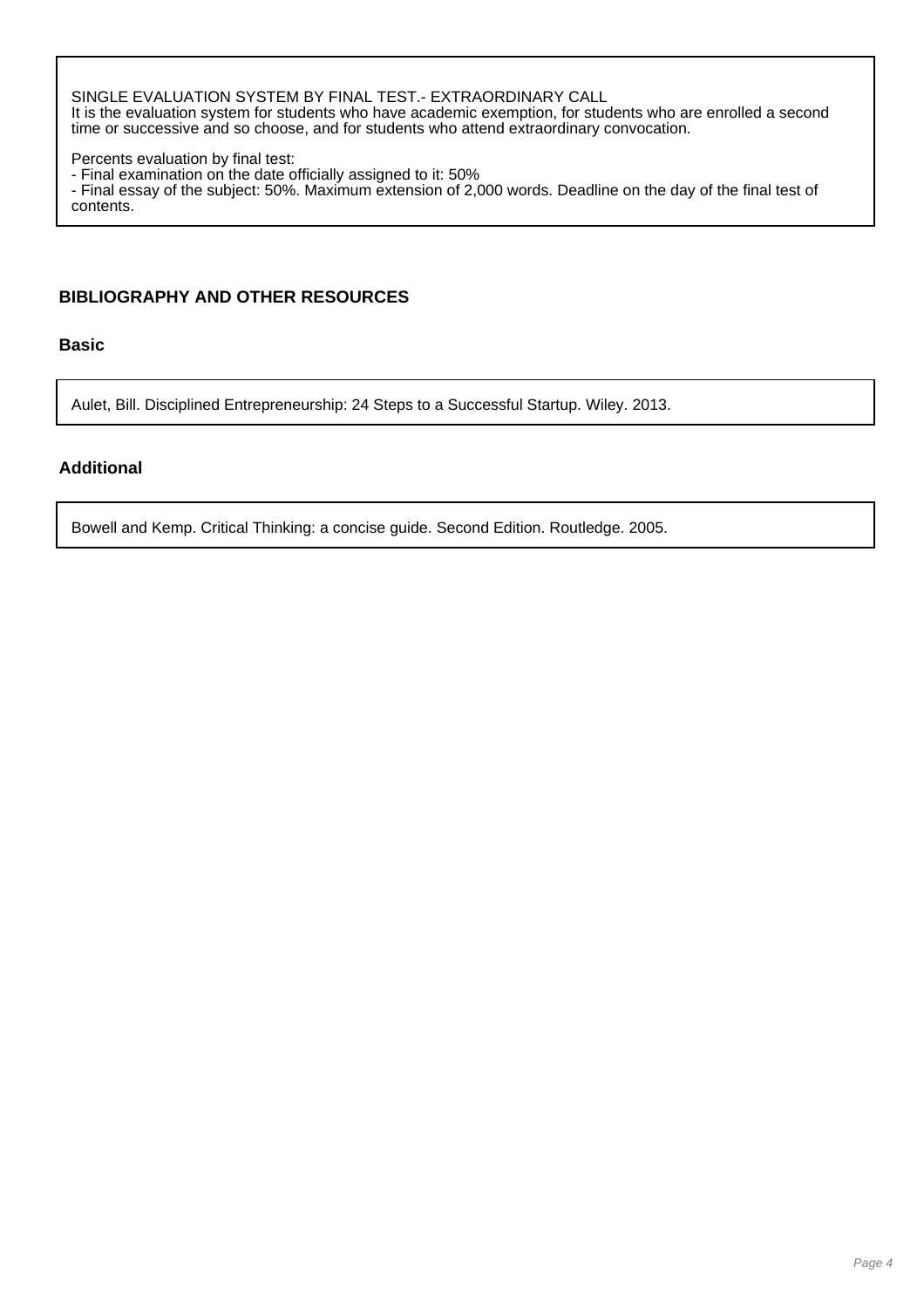SINGLE EVALUATION SYSTEM BY FINAL TEST.- EXTRAORDINARY CALL
It is the evaluation system for students who have academic exemption, for students who are enrolled a second time or successive and so choose, and for students who attend extraordinary convocation.

Percents evaluation by final test:
- Final examination on the date officially assigned to it: 50%
- Final essay of the subject: 50%. Maximum extension of 2,000 words. Deadline on the day of the final test of contents.

## BIBLIOGRAPHY AND OTHER RESOURCES

### Basic

Aulet, Bill. Disciplined Entrepreneurship: 24 Steps to a Successful Startup. Wiley. 2013.

### Additional

Bowell and Kemp. Critical Thinking: a concise guide. Second Edition. Routledge. 2005.